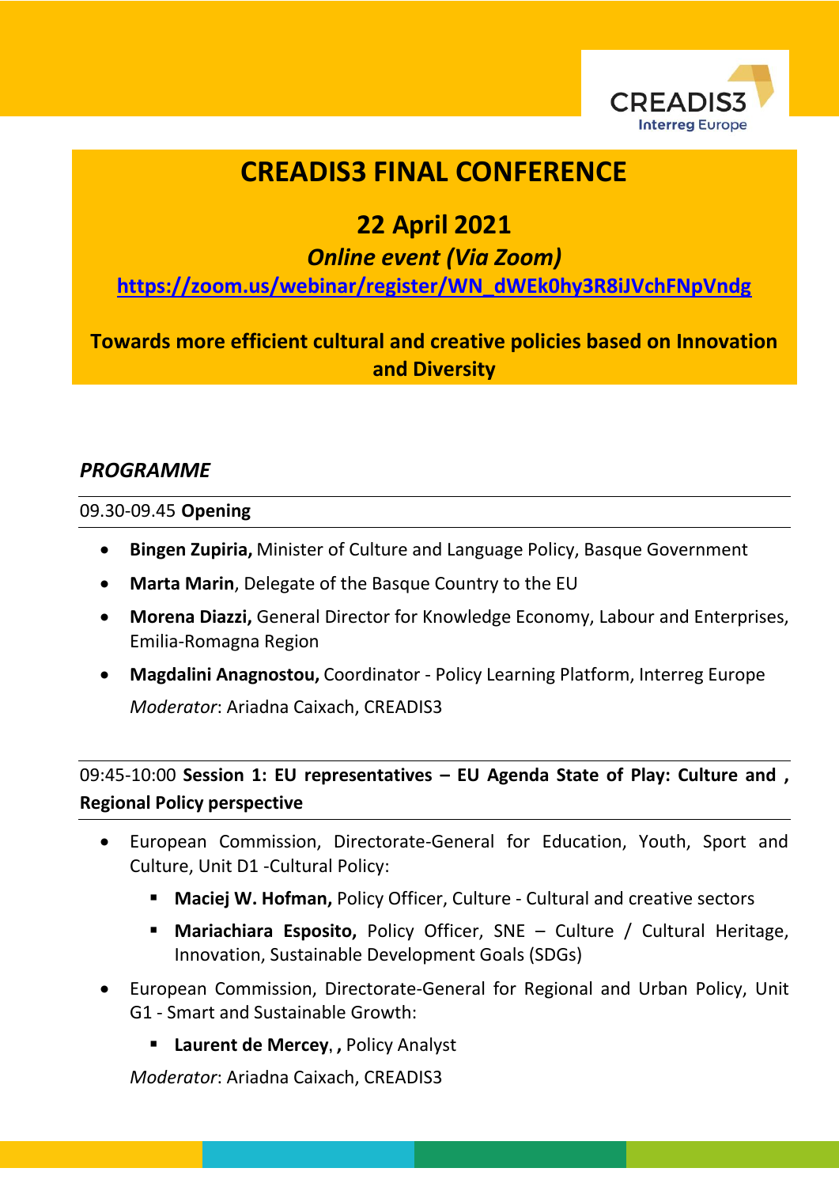# CREADIS3 FINAL CONFERENCE

## 22 April 2021

***Online event (Via Zoom)***

**https://zoom.us/webinar/register/WN_dWEk0hy3R8iJVchFNpVndg**

**Towards more efficient cultural and creative policies based on Innovation and Diversity**

### *PROGRAMME*

09.30-09.45 **Opening**

- **Bingen Zupiria,** Minister of Culture and Language Policy, Basque Government
- **Marta Marin**, Delegate of the Basque Country to the EU
- **Morena Diazzi,** General Director for Knowledge Economy, Labour and Enterprises, Emilia-Romagna Region
- **Magdalini Anagnostou,** Coordinator - Policy Learning Platform, Interreg Europe

  *Moderator*: Ariadna Caixach, CREADIS3

09:45-10:00 **Session 1: EU representatives – EU Agenda State of Play: Culture and , Regional Policy perspective**

- European Commission, Directorate-General for Education, Youth, Sport and Culture, Unit D1 -Cultural Policy:
  - **Maciej W. Hofman,** Policy Officer, Culture - Cultural and creative sectors
  - **Mariachiara Esposito,** Policy Officer, SNE – Culture / Cultural Heritage, Innovation, Sustainable Development Goals (SDGs)
- European Commission, Directorate-General for Regional and Urban Policy, Unit G1 - Smart and Sustainable Growth:
  - **Laurent de Mercey**, **,** Policy Analyst

  *Moderator*: Ariadna Caixach, CREADIS3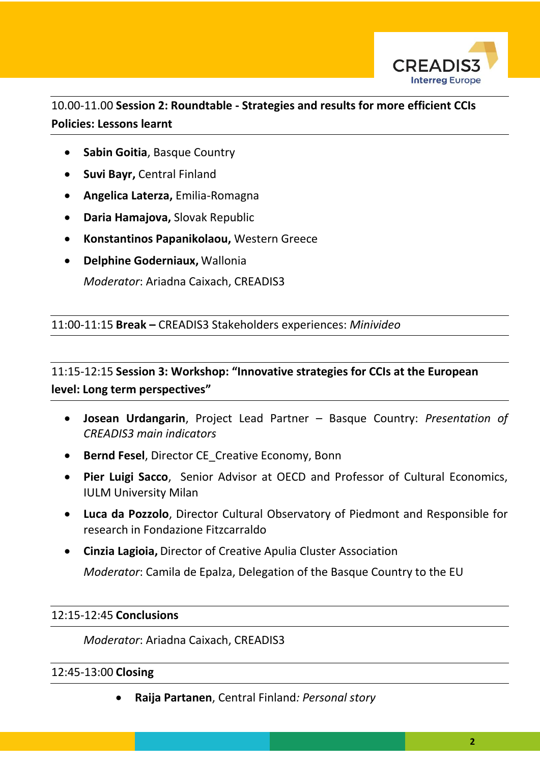10.00-11.00 **Session 2: Roundtable - Strategies and results for more efficient CCIs Policies: Lessons learnt**

- **Sabin Goitia**, Basque Country
- **Suvi Bayr,** Central Finland
- **Angelica Laterza,** Emilia-Romagna
- **Daria Hamajova,** Slovak Republic
- **Konstantinos Papanikolaou,** Western Greece
- **Delphine Goderniaux,** Wallonia

  *Moderator*: Ariadna Caixach, CREADIS3

11:00-11:15 **Break –** CREADIS3 Stakeholders experiences: *Minivideo*

11:15-12:15 **Session 3: Workshop: "Innovative strategies for CCIs at the European level: Long term perspectives"**

- **Josean Urdangarin**, Project Lead Partner – Basque Country: *Presentation of CREADIS3 main indicators*
- **Bernd Fesel**, Director CE_Creative Economy, Bonn
- **Pier Luigi Sacco**, Senior Advisor at OECD and Professor of Cultural Economics, IULM University Milan
- **Luca da Pozzolo**, Director Cultural Observatory of Piedmont and Responsible for research in Fondazione Fitzcarraldo
- **Cinzia Lagioia,** Director of Creative Apulia Cluster Association

  *Moderator*: Camila de Epalza, Delegation of the Basque Country to the EU

12:15-12:45 **Conclusions**

*Moderator*: Ariadna Caixach, CREADIS3

12:45-13:00 **Closing**

- **Raija Partanen**, Central Finland*: Personal story*